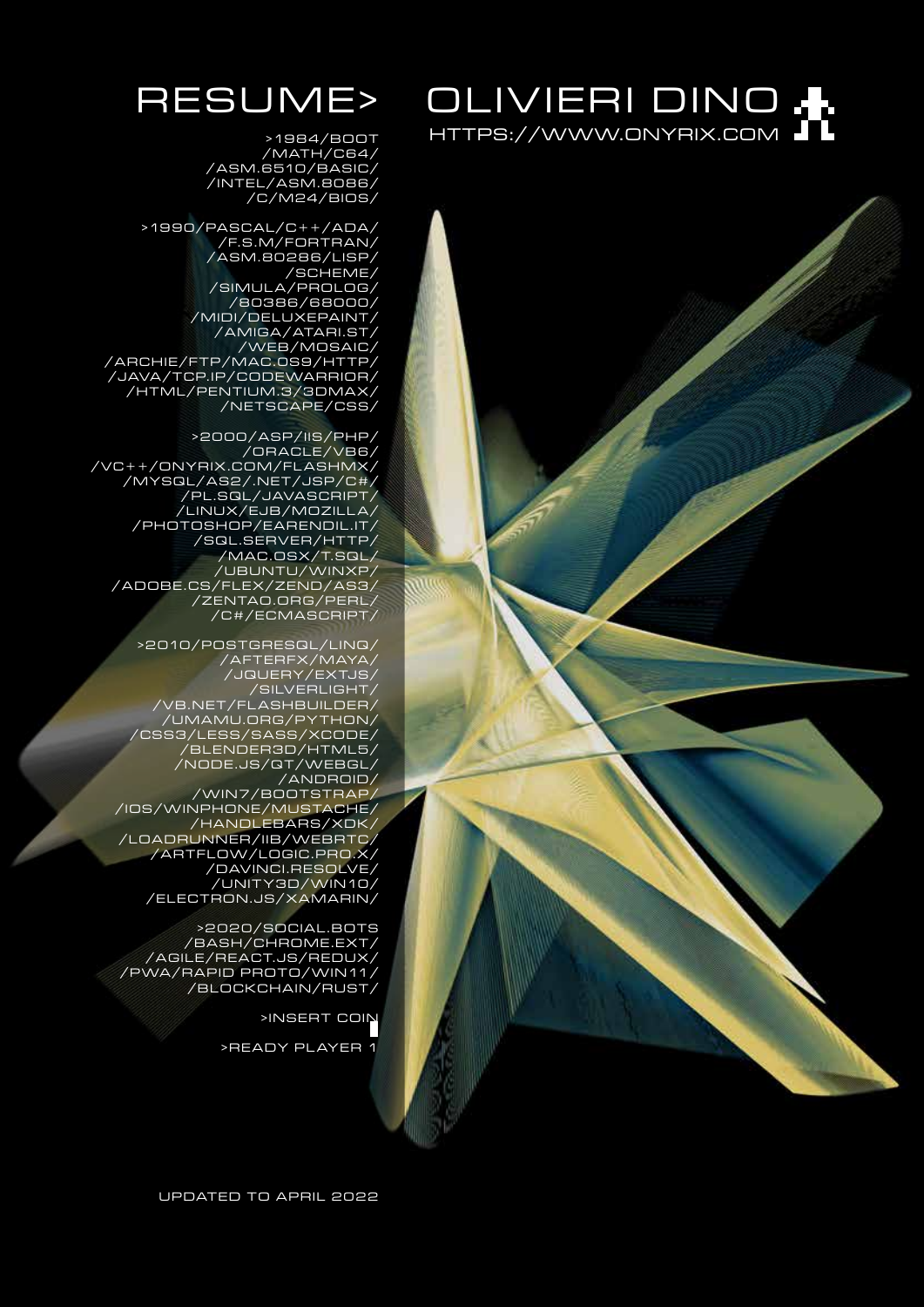# RESUME> OLIVIERI DINO

HTTPS://WWW.ONYRIX.COM

>1984/BOOT
/MATH/C64/
/ASM.6510/BASIC/
/INTEL/ASM.8086/
/C/M24/BIOS/

>1990/PASCAL/C++/ADA/
/F.S.M/FORTRAN/
/ASM.80286/LISP/
/SCHEME/
/SIMULA/PROLOG/
/80386/68000/
/MIDI/DELUXEPAINT/
/AMIGA/ATARI.ST/
/WEB/MOSAIC/
/ARCHIE/FTP/MAC.OS9/HTTP/
/JAVA/TCP.IP/CODEWARRIOR/
/HTML/PENTIUM.3/3DMAX/
/NETSCAPE/CSS/

>2000/ASP/IIS/PHP/
/ORACLE/VB6/
/VC++/ONYRIX.COM/FLASHMX/
/MYSQL/AS2/.NET/JSP/C#/
/PL.SQL/JAVASCRIPT/
/LINUX/EJB/MOZILLA/
/PHOTOSHOP/EARENDIL.IT/
/SQL.SERVER/HTTP/
/MAC.OSX/T.SQL/
/UBUNTU/WINXP/
/ADOBE.CS/FLEX/ZEND/AS3/
/ZENTAO.ORG/PERL/
/C#/ECMASCRIPT/

>2010/POSTGRESQL/LINQ/
/AFTERFX/MAYA/
/JQUERY/EXTJS/
/SILVERLIGHT/
/VB.NET/FLASHBUILDER/
/UMAMU.ORG/PYTHON/
/CSS3/LESS/SASS/XCODE/
/BLENDER3D/HTML5/
/NODE.JS/QT/WEBGL/
/ANDROID/
/WIN7/BOOTSTRAP/
/IOS/WINPHONE/MUSTACHE/
/HANDLEBARS/XDK/
/LOADRUNNER/IIB/WEBRTC/
/ARTFLOW/LOGIC.PRO.X/
/DAVINCI.RESOLVE/
/UNITY3D/WIN10/
/ELECTRON.JS/XAMARIN/

>2020/SOCIAL.BOTS
/BASH/CHROME.EXT/
/AGILE/REACT.JS/REDUX/
/PWA/RAPID PROTO/WIN11/
/BLOCKCHAIN/RUST/

>INSERT COIN

>READY PLAYER 1

UPDATED TO APRIL 2022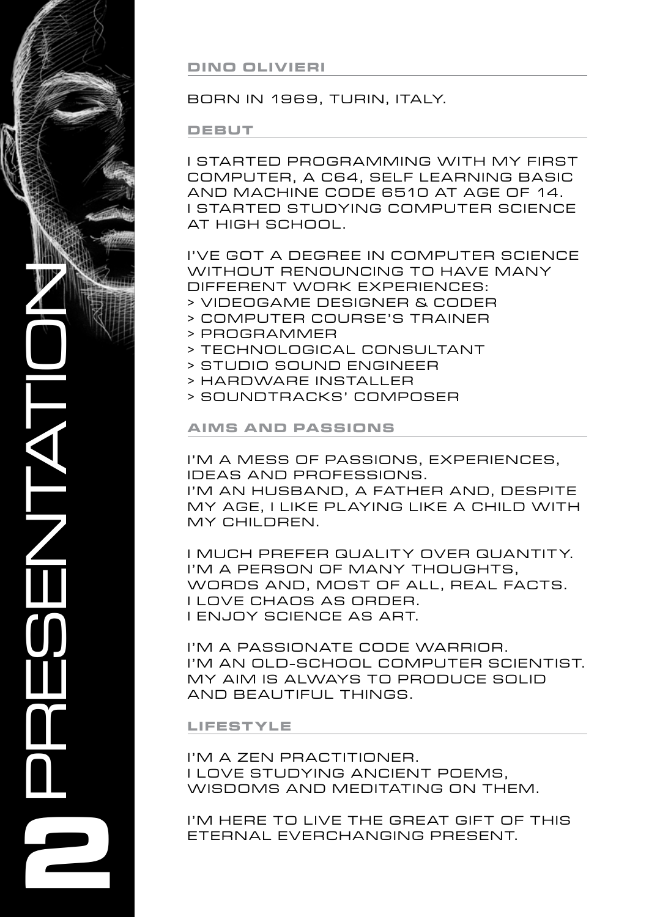# 2 PRESENTATION

## DINO OLIVIERI

BORN IN 1969, TURIN, ITALY.

## DEBUT

I STARTED PROGRAMMING WITH MY FIRST COMPUTER, A C64, SELF LEARNING BASIC AND MACHINE CODE 6510 AT AGE OF 14.
I STARTED STUDYING COMPUTER SCIENCE AT HIGH SCHOOL.

I'VE GOT A DEGREE IN COMPUTER SCIENCE WITHOUT RENOUNCING TO HAVE MANY DIFFERENT WORK EXPERIENCES:

> VIDEOGAME DESIGNER & CODER
> COMPUTER COURSE'S TRAINER
> PROGRAMMER
> TECHNOLOGICAL CONSULTANT
> STUDIO SOUND ENGINEER
> HARDWARE INSTALLER
> SOUNDTRACKS' COMPOSER

## AIMS AND PASSIONS

I'M A MESS OF PASSIONS, EXPERIENCES, IDEAS AND PROFESSIONS.
I'M AN HUSBAND, A FATHER AND, DESPITE MY AGE, I LIKE PLAYING LIKE A CHILD WITH MY CHILDREN.

I MUCH PREFER QUALITY OVER QUANTITY.
I'M A PERSON OF MANY THOUGHTS, WORDS AND, MOST OF ALL, REAL FACTS.
I LOVE CHAOS AS ORDER.
I ENJOY SCIENCE AS ART.

I'M A PASSIONATE CODE WARRIOR.
I'M AN OLD-SCHOOL COMPUTER SCIENTIST.
MY AIM IS ALWAYS TO PRODUCE SOLID AND BEAUTIFUL THINGS.

## LIFESTYLE

I'M A ZEN PRACTITIONER.
I LOVE STUDYING ANCIENT POEMS, WISDOMS AND MEDITATING ON THEM.

I'M HERE TO LIVE THE GREAT GIFT OF THIS ETERNAL EVERCHANGING PRESENT.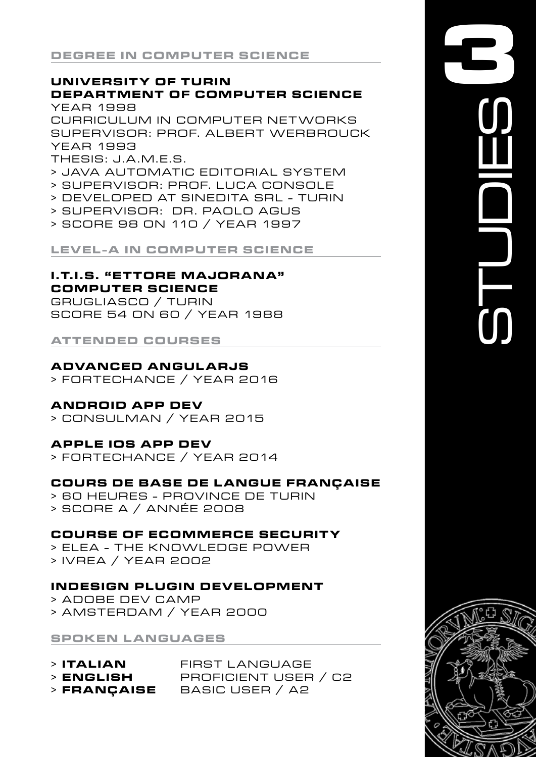# 3 STUDIES

## DEGREE IN COMPUTER SCIENCE

**UNIVERSITY OF TURIN**
**DEPARTMENT OF COMPUTER SCIENCE**
YEAR 1998
CURRICULUM IN COMPUTER NETWORKS
SUPERVISOR: PROF. ALBERT WERBROUCK
YEAR 1993
THESIS: J.A.M.E.S.
> JAVA AUTOMATIC EDITORIAL SYSTEM
> SUPERVISOR: PROF. LUCA CONSOLE
> DEVELOPED AT SINEDITA SRL - TURIN
> SUPERVISOR: DR. PAOLO AGUS
> SCORE 98 ON 110 / YEAR 1997

## LEVEL-A IN COMPUTER SCIENCE

**I.T.I.S. "ETTORE MAJORANA"**
**COMPUTER SCIENCE**
GRUGLIASCO / TURIN
SCORE 54 ON 60 / YEAR 1988

## ATTENDED COURSES

**ADVANCED ANGULARJS**
> FORTECHANCE / YEAR 2016

**ANDROID APP DEV**
> CONSULMAN / YEAR 2015

**APPLE IOS APP DEV**
> FORTECHANCE / YEAR 2014

**COURS DE BASE DE LANGUE FRANÇAISE**
> 60 HEURES - PROVINCE DE TURIN
> SCORE A / ANNÉE 2008

**COURSE OF ECOMMERCE SECURITY**
> ELEA - THE KNOWLEDGE POWER
> IVREA / YEAR 2002

**INDESIGN PLUGIN DEVELOPMENT**
> ADOBE DEV CAMP
> AMSTERDAM / YEAR 2000

## SPOKEN LANGUAGES

> **ITALIAN** FIRST LANGUAGE
> **ENGLISH** PROFICIENT USER / C2
> **FRANÇAISE** BASIC USER / A2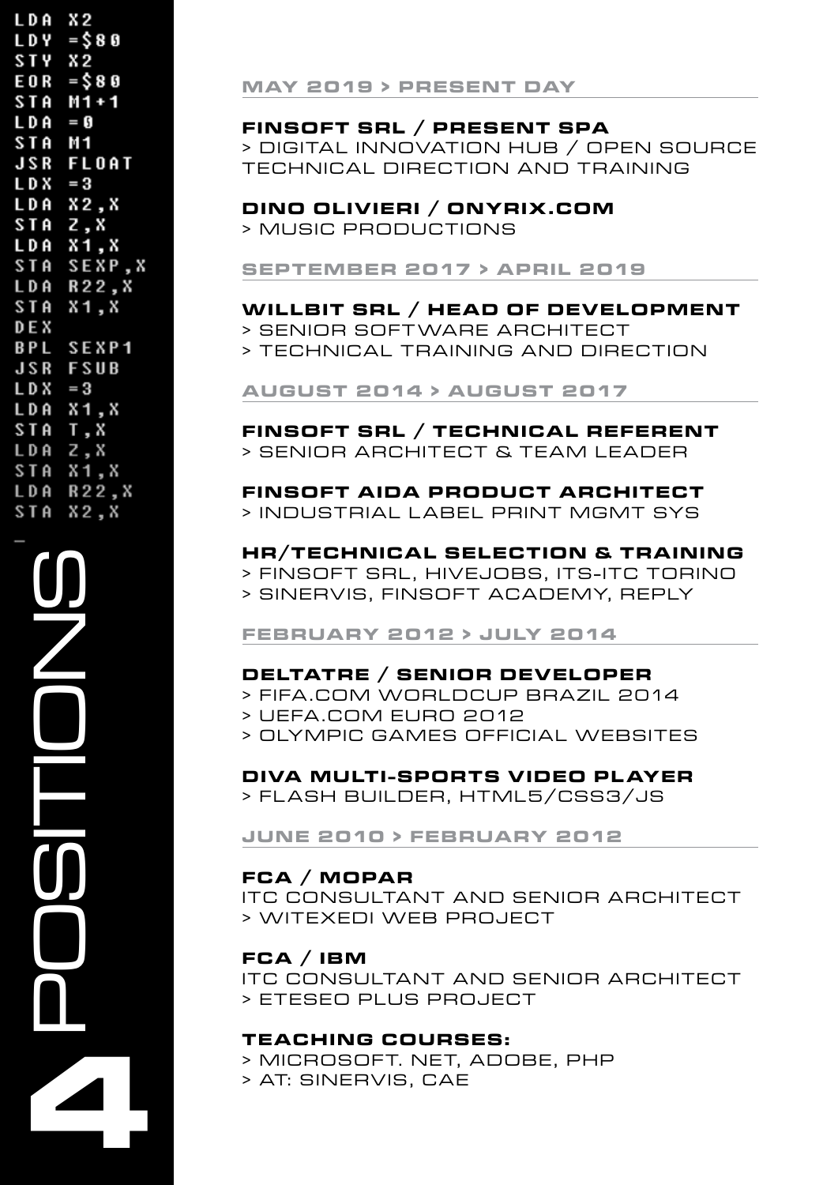```
LDA X2
LDY =$80
STY X2
EOR =$80
STA M1+1
LDA =0
STA M1
JSR FLOAT
LDX =3
LDA X2,X
STA Z,X
LDA X1,X
STA SEXP,X
LDA R22,X
STA X1,X
DEX
BPL SEXP1
JSR FSUB
LDX =3
LDA X1,X
STA T,X
LDA Z,X
STA X1,X
LDA R22,X
STA X2,X
```

# 4 POSITIONS

## MAY 2019 > PRESENT DAY

**FINSOFT SRL / PRESENT SPA**
> DIGITAL INNOVATION HUB / OPEN SOURCE TECHNICAL DIRECTION AND TRAINING

**DINO OLIVIERI / ONYRIX.COM**
> MUSIC PRODUCTIONS

## SEPTEMBER 2017 > APRIL 2019

**WILLBIT SRL / HEAD OF DEVELOPMENT**
> SENIOR SOFTWARE ARCHITECT
> TECHNICAL TRAINING AND DIRECTION

## AUGUST 2014 > AUGUST 2017

**FINSOFT SRL / TECHNICAL REFERENT**
> SENIOR ARCHITECT & TEAM LEADER

**FINSOFT AIDA PRODUCT ARCHITECT**
> INDUSTRIAL LABEL PRINT MGMT SYS

**HR/TECHNICAL SELECTION & TRAINING**
> FINSOFT SRL, HIVEJOBS, ITS-ITC TORINO
> SINERVIS, FINSOFT ACADEMY, REPLY

## FEBRUARY 2012 > JULY 2014

**DELTATRE / SENIOR DEVELOPER**
> FIFA.COM WORLDCUP BRAZIL 2014
> UEFA.COM EURO 2012
> OLYMPIC GAMES OFFICIAL WEBSITES

**DIVA MULTI-SPORTS VIDEO PLAYER**
> FLASH BUILDER, HTML5/CSS3/JS

## JUNE 2010 > FEBRUARY 2012

**FCA / MOPAR**
ITC CONSULTANT AND SENIOR ARCHITECT
> WITEXEDI WEB PROJECT

**FCA / IBM**
ITC CONSULTANT AND SENIOR ARCHITECT
> ETESEO PLUS PROJECT

**TEACHING COURSES:**
> MICROSOFT. NET, ADOBE, PHP
> AT: SINERVIS, CAE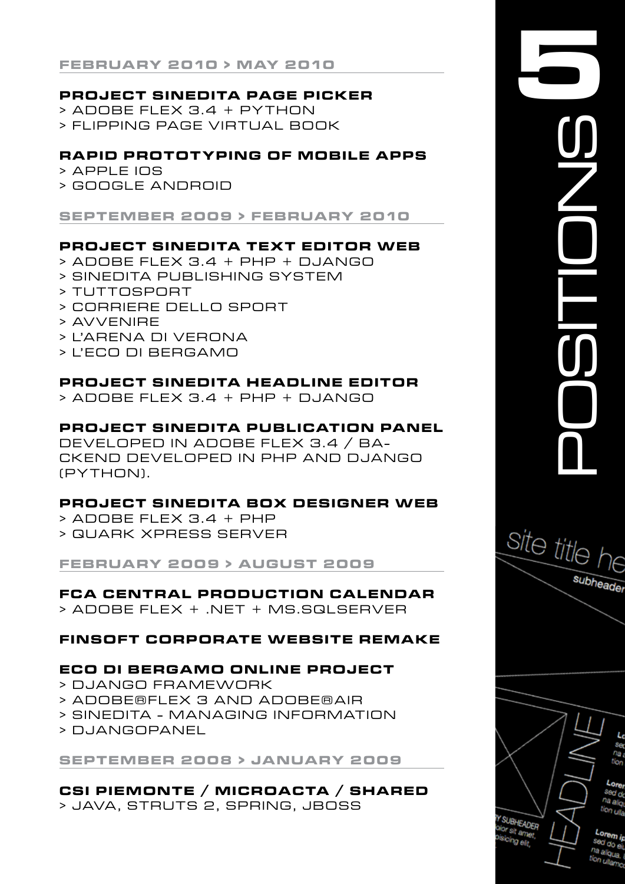# 5 POSITIONS

## FEBRUARY 2010 > MAY 2010

### PROJECT SINEDITA PAGE PICKER

> ADOBE FLEX 3.4 + PYTHON
> FLIPPING PAGE VIRTUAL BOOK

### RAPID PROTOTYPING OF MOBILE APPS

> APPLE IOS
> GOOGLE ANDROID

## SEPTEMBER 2009 > FEBRUARY 2010

### PROJECT SINEDITA TEXT EDITOR WEB

> ADOBE FLEX 3.4 + PHP + DJANGO
> SINEDITA PUBLISHING SYSTEM
> TUTTOSPORT
> CORRIERE DELLO SPORT
> AVVENIRE
> L'ARENA DI VERONA
> L'ECO DI BERGAMO

### PROJECT SINEDITA HEADLINE EDITOR

> ADOBE FLEX 3.4 + PHP + DJANGO

### PROJECT SINEDITA PUBLICATION PANEL

DEVELOPED IN ADOBE FLEX 3.4 / BA-CKEND DEVELOPED IN PHP AND DJANGO (PYTHON).

### PROJECT SINEDITA BOX DESIGNER WEB

> ADOBE FLEX 3.4 + PHP
> QUARK XPRESS SERVER

## FEBRUARY 2009 > AUGUST 2009

### FCA CENTRAL PRODUCTION CALENDAR

> ADOBE FLEX + .NET + MS.SQLSERVER

### FINSOFT CORPORATE WEBSITE REMAKE

### ECO DI BERGAMO ONLINE PROJECT

> DJANGO FRAMEWORK
> ADOBE®FLEX 3 AND ADOBE®AIR
> SINEDITA - MANAGING INFORMATION
> DJANGOPANEL

## SEPTEMBER 2008 > JANUARY 2009

### CSI PIEMONTE / MICROACTA / SHARED

> JAVA, STRUTS 2, SPRING, JBOSS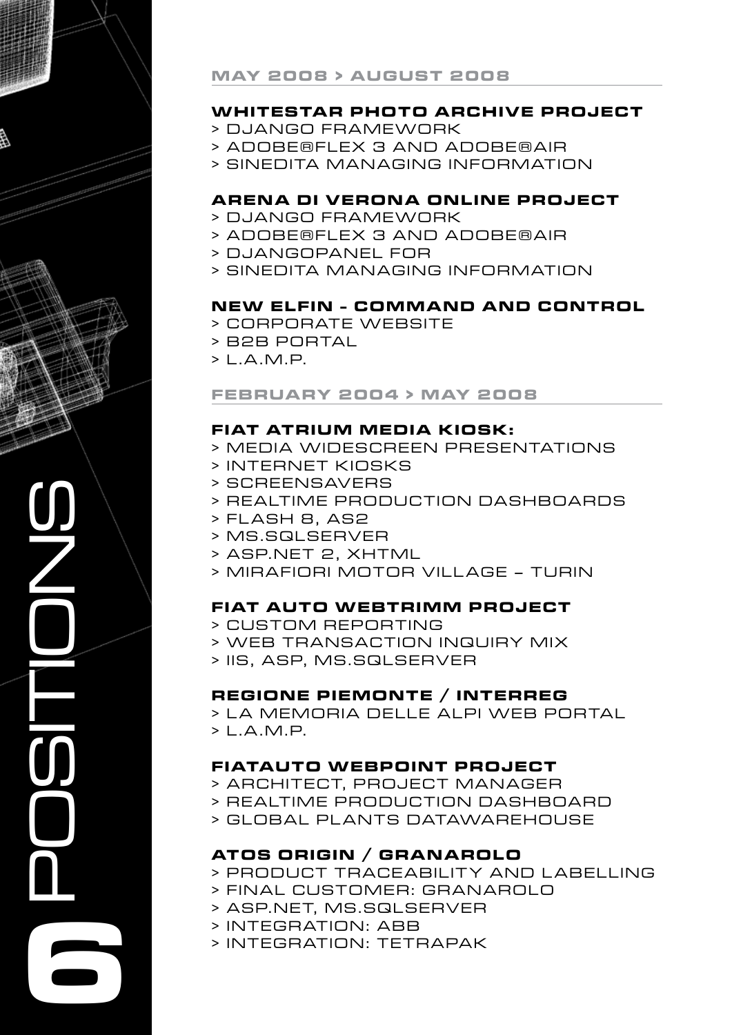# 6 POSITIONS

## MAY 2008 > AUGUST 2008

### WHITESTAR PHOTO ARCHIVE PROJECT

> DJANGO FRAMEWORK
> ADOBE®FLEX 3 AND ADOBE®AIR
> SINEDITA MANAGING INFORMATION

### ARENA DI VERONA ONLINE PROJECT

> DJANGO FRAMEWORK
> ADOBE®FLEX 3 AND ADOBE®AIR
> DJANGOPANEL FOR
> SINEDITA MANAGING INFORMATION

### NEW ELFIN - COMMAND AND CONTROL

> CORPORATE WEBSITE
> B2B PORTAL
> L.A.M.P.

## FEBRUARY 2004 > MAY 2008

### FIAT ATRIUM MEDIA KIOSK:

> MEDIA WIDESCREEN PRESENTATIONS
> INTERNET KIOSKS
> SCREENSAVERS
> REALTIME PRODUCTION DASHBOARDS
> FLASH 8, AS2
> MS.SQLSERVER
> ASP.NET 2, XHTML
> MIRAFIORI MOTOR VILLAGE – TURIN

### FIAT AUTO WEBTRIMM PROJECT

> CUSTOM REPORTING
> WEB TRANSACTION INQUIRY MIX
> IIS, ASP, MS.SQLSERVER

### REGIONE PIEMONTE / INTERREG

> LA MEMORIA DELLE ALPI WEB PORTAL
> L.A.M.P.

### FIATAUTO WEBPOINT PROJECT

> ARCHITECT, PROJECT MANAGER
> REALTIME PRODUCTION DASHBOARD
> GLOBAL PLANTS DATAWAREHOUSE

### ATOS ORIGIN / GRANAROLO

> PRODUCT TRACEABILITY AND LABELLING
> FINAL CUSTOMER: GRANAROLO
> ASP.NET, MS.SQLSERVER
> INTEGRATION: ABB
> INTEGRATION: TETRAPAK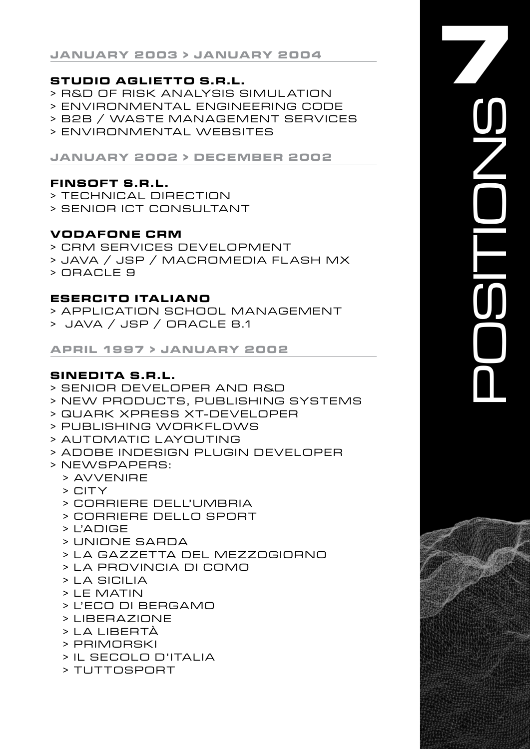# POSITIONS

## JANUARY 2003 > JANUARY 2004

**STUDIO AGLIETTO S.R.L.**

> R&D OF RISK ANALYSIS SIMULATION
> ENVIRONMENTAL ENGINEERING CODE
> B2B / WASTE MANAGEMENT SERVICES
> ENVIRONMENTAL WEBSITES

## JANUARY 2002 > DECEMBER 2002

**FINSOFT S.R.L.**

> TECHNICAL DIRECTION
> SENIOR ICT CONSULTANT

**VODAFONE CRM**

> CRM SERVICES DEVELOPMENT
> JAVA / JSP / MACROMEDIA FLASH MX
> ORACLE 9

**ESERCITO ITALIANO**

> APPLICATION SCHOOL MANAGEMENT
> JAVA / JSP / ORACLE 8.1

## APRIL 1997 > JANUARY 2002

**SINEDITA S.R.L.**

> SENIOR DEVELOPER AND R&D
> NEW PRODUCTS, PUBLISHING SYSTEMS
> QUARK XPRESS XT-DEVELOPER
> PUBLISHING WORKFLOWS
> AUTOMATIC LAYOUTING
> ADOBE INDESIGN PLUGIN DEVELOPER
> NEWSPAPERS:
  > AVVENIRE
  > CITY
  > CORRIERE DELL'UMBRIA
  > CORRIERE DELLO SPORT
  > L'ADIGE
  > UNIONE SARDA
  > LA GAZZETTA DEL MEZZOGIORNO
  > LA PROVINCIA DI COMO
  > LA SICILIA
  > LE MATIN
  > L'ECO DI BERGAMO
  > LIBERAZIONE
  > LA LIBERTÀ
  > PRIMORSKI
  > IL SECOLO D'ITALIA
  > TUTTOSPORT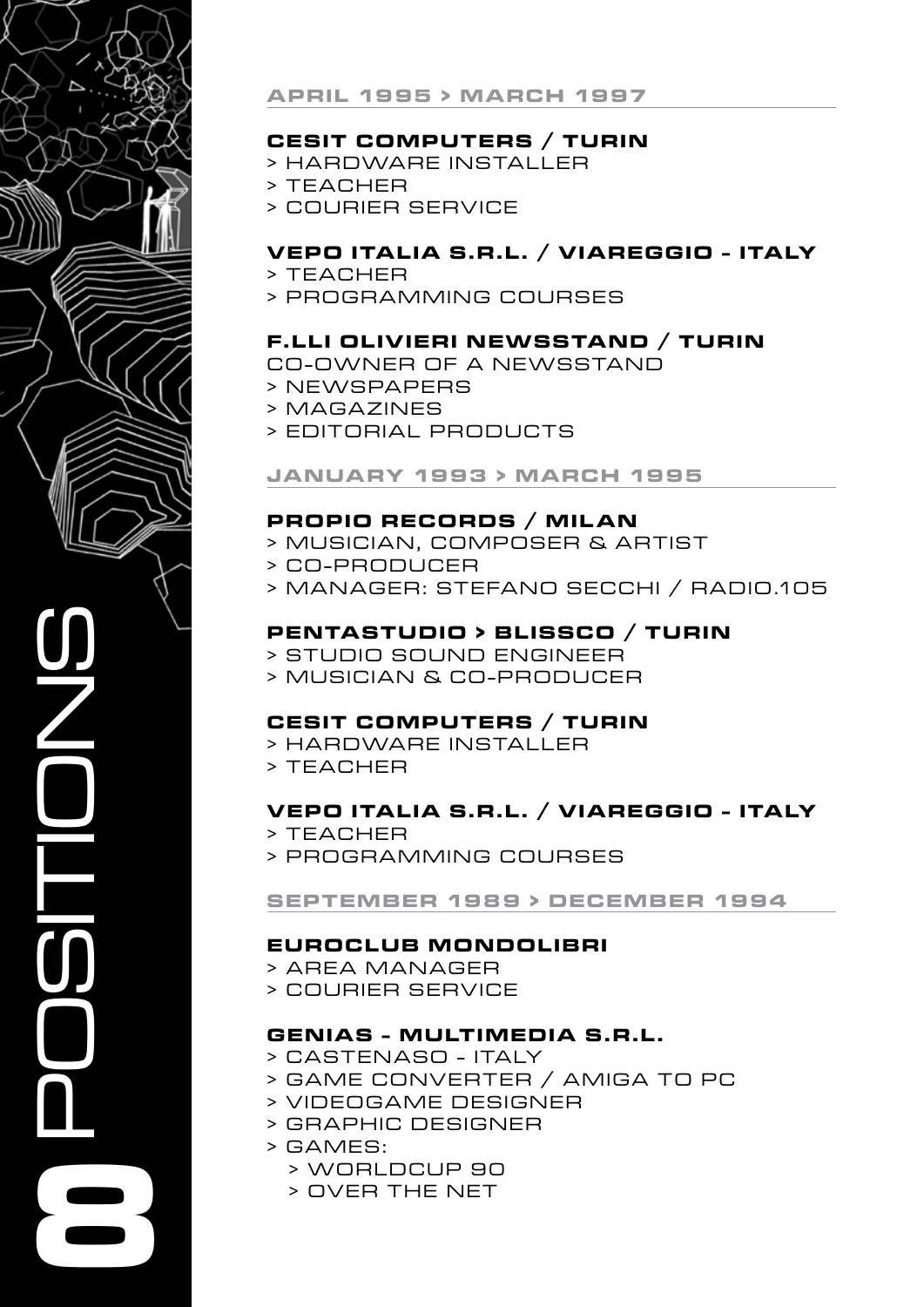# 8 POSITIONS

## APRIL 1995 > MARCH 1997

### CESIT COMPUTERS / TURIN
> HARDWARE INSTALLER
> TEACHER
> COURIER SERVICE

### VEPO ITALIA S.R.L. / VIAREGGIO - ITALY
> TEACHER
> PROGRAMMING COURSES

### F.LLI OLIVIERI NEWSSTAND / TURIN
CO-OWNER OF A NEWSSTAND
> NEWSPAPERS
> MAGAZINES
> EDITORIAL PRODUCTS

## JANUARY 1993 > MARCH 1995

### PROPIO RECORDS / MILAN
> MUSICIAN, COMPOSER & ARTIST
> CO-PRODUCER
> MANAGER: STEFANO SECCHI / RADIO.105

### PENTASTUDIO > BLISSCO / TURIN
> STUDIO SOUND ENGINEER
> MUSICIAN & CO-PRODUCER

### CESIT COMPUTERS / TURIN
> HARDWARE INSTALLER
> TEACHER

### VEPO ITALIA S.R.L. / VIAREGGIO - ITALY
> TEACHER
> PROGRAMMING COURSES

## SEPTEMBER 1989 > DECEMBER 1994

### EUROCLUB MONDOLIBRI
> AREA MANAGER
> COURIER SERVICE

### GENIAS - MULTIMEDIA S.R.L.
> CASTENASO - ITALY
> GAME CONVERTER / AMIGA TO PC
> VIDEOGAME DESIGNER
> GRAPHIC DESIGNER
> GAMES:
  > WORLDCUP 90
  > OVER THE NET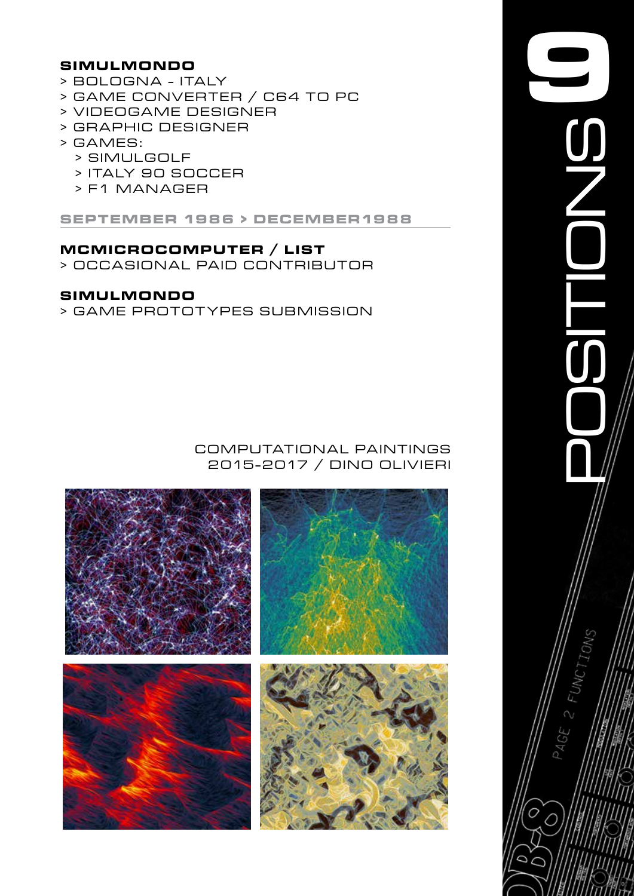**SIMULMONDO**

> BOLOGNA - ITALY
> GAME CONVERTER / C64 TO PC
> VIDEOGAME DESIGNER
> GRAPHIC DESIGNER
> GAMES:
  > SIMULGOLF
  > ITALY 90 SOCCER
  > F1 MANAGER

**SEPTEMBER 1986 > DECEMBER1988**

**MCMICROCOMPUTER / LIST**

> OCCASIONAL PAID CONTRIBUTOR

**SIMULMONDO**

> GAME PROTOTYPES SUBMISSION

COMPUTATIONAL PAINTINGS
2015-2017 / DINO OLIVIERI

# 9 POSITIONS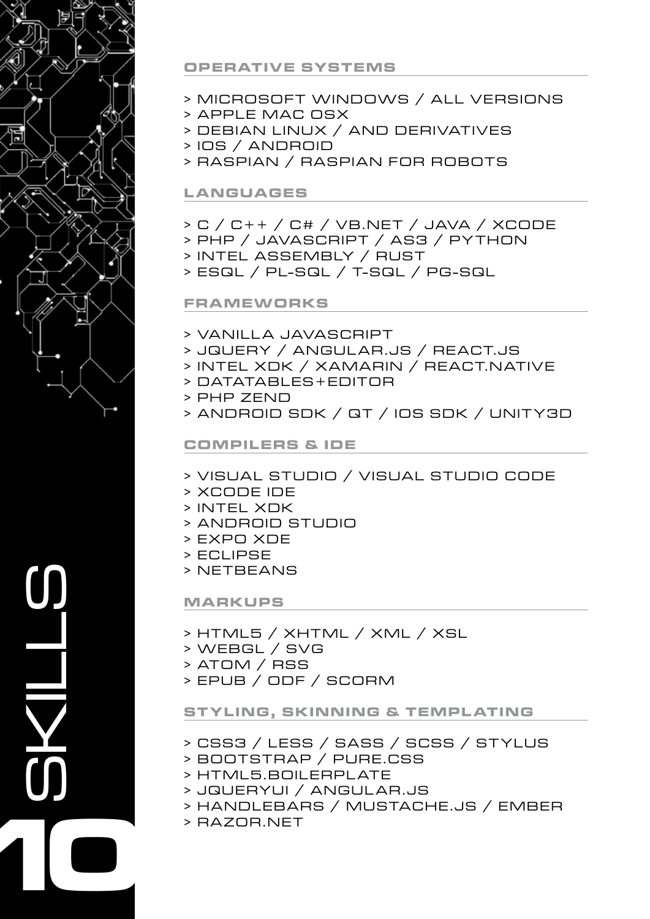# 10 SKILLS

## OPERATIVE SYSTEMS

> MICROSOFT WINDOWS / ALL VERSIONS
> APPLE MAC OSX
> DEBIAN LINUX / AND DERIVATIVES
> IOS / ANDROID
> RASPIAN / RASPIAN FOR ROBOTS

## LANGUAGES

> C / C++ / C# / VB.NET / JAVA / XCODE
> PHP / JAVASCRIPT / AS3 / PYTHON
> INTEL ASSEMBLY / RUST
> ESQL / PL-SQL / T-SQL / PG-SQL

## FRAMEWORKS

> VANILLA JAVASCRIPT
> JQUERY / ANGULAR.JS / REACT.JS
> INTEL XDK / XAMARIN / REACT.NATIVE
> DATATABLES+EDITOR
> PHP ZEND
> ANDROID SDK / QT / IOS SDK / UNITY3D

## COMPILERS & IDE

> VISUAL STUDIO / VISUAL STUDIO CODE
> XCODE IDE
> INTEL XDK
> ANDROID STUDIO
> EXPO XDE
> ECLIPSE
> NETBEANS

## MARKUPS

> HTML5 / XHTML / XML / XSL
> WEBGL / SVG
> ATOM / RSS
> EPUB / ODF / SCORM

## STYLING, SKINNING & TEMPLATING

> CSS3 / LESS / SASS / SCSS / STYLUS
> BOOTSTRAP / PURE.CSS
> HTML5.BOILERPLATE
> JQUERYUI / ANGULAR.JS
> HANDLEBARS / MUSTACHE.JS / EMBER
> RAZOR.NET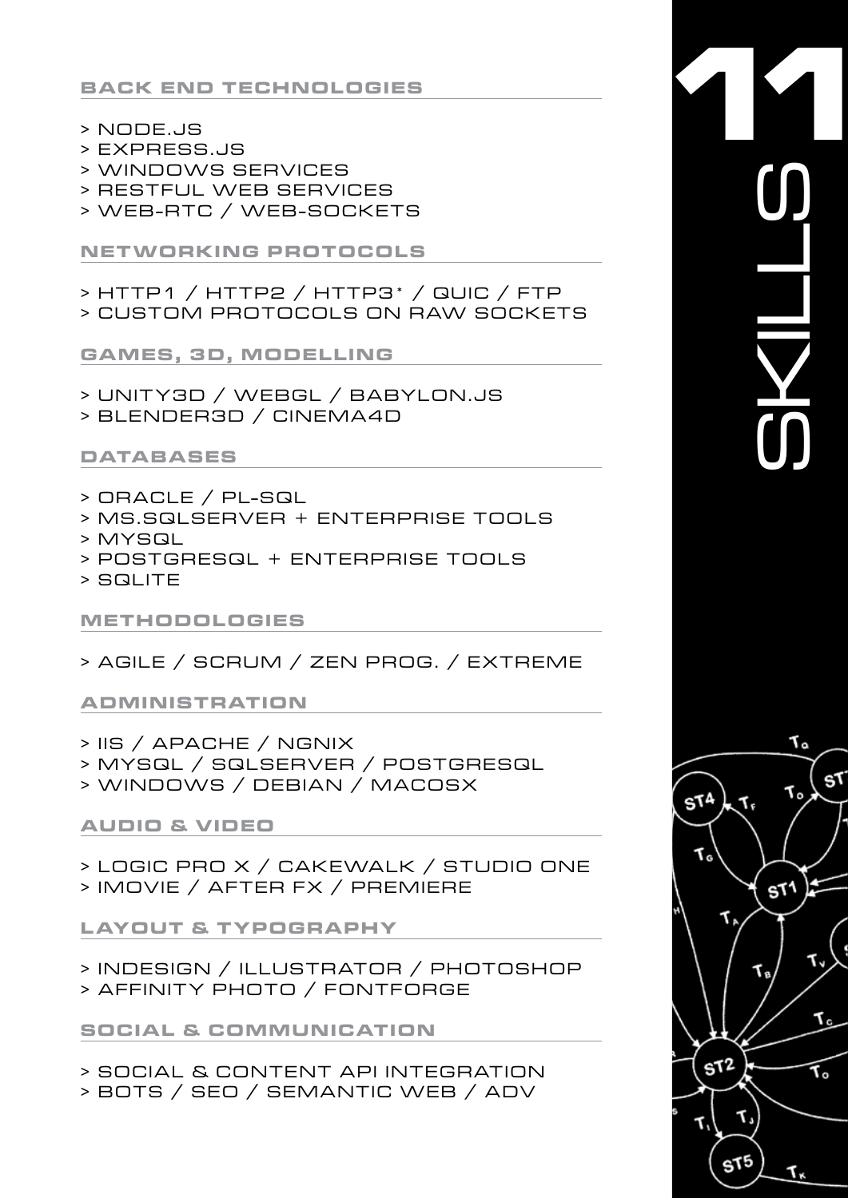# SKILLS

## BACK END TECHNOLOGIES

> NODE.JS
> EXPRESS.JS
> WINDOWS SERVICES
> RESTFUL WEB SERVICES
> WEB-RTC / WEB-SOCKETS

## NETWORKING PROTOCOLS

> HTTP1 / HTTP2 / HTTP3* / QUIC / FTP
> CUSTOM PROTOCOLS ON RAW SOCKETS

## GAMES, 3D, MODELLING

> UNITY3D / WEBGL / BABYLON.JS
> BLENDER3D / CINEMA4D

## DATABASES

> ORACLE / PL-SQL
> MS.SQLSERVER + ENTERPRISE TOOLS
> MYSQL
> POSTGRESQL + ENTERPRISE TOOLS
> SQLITE

## METHODOLOGIES

> AGILE / SCRUM / ZEN PROG. / EXTREME

## ADMINISTRATION

> IIS / APACHE / NGNIX
> MYSQL / SQLSERVER / POSTGRESQL
> WINDOWS / DEBIAN / MACOSX

## AUDIO & VIDEO

> LOGIC PRO X / CAKEWALK / STUDIO ONE
> IMOVIE / AFTER FX / PREMIERE

## LAYOUT & TYPOGRAPHY

> INDESIGN / ILLUSTRATOR / PHOTOSHOP
> AFFINITY PHOTO / FONTFORGE

## SOCIAL & COMMUNICATION

> SOCIAL & CONTENT API INTEGRATION
> BOTS / SEO / SEMANTIC WEB / ADV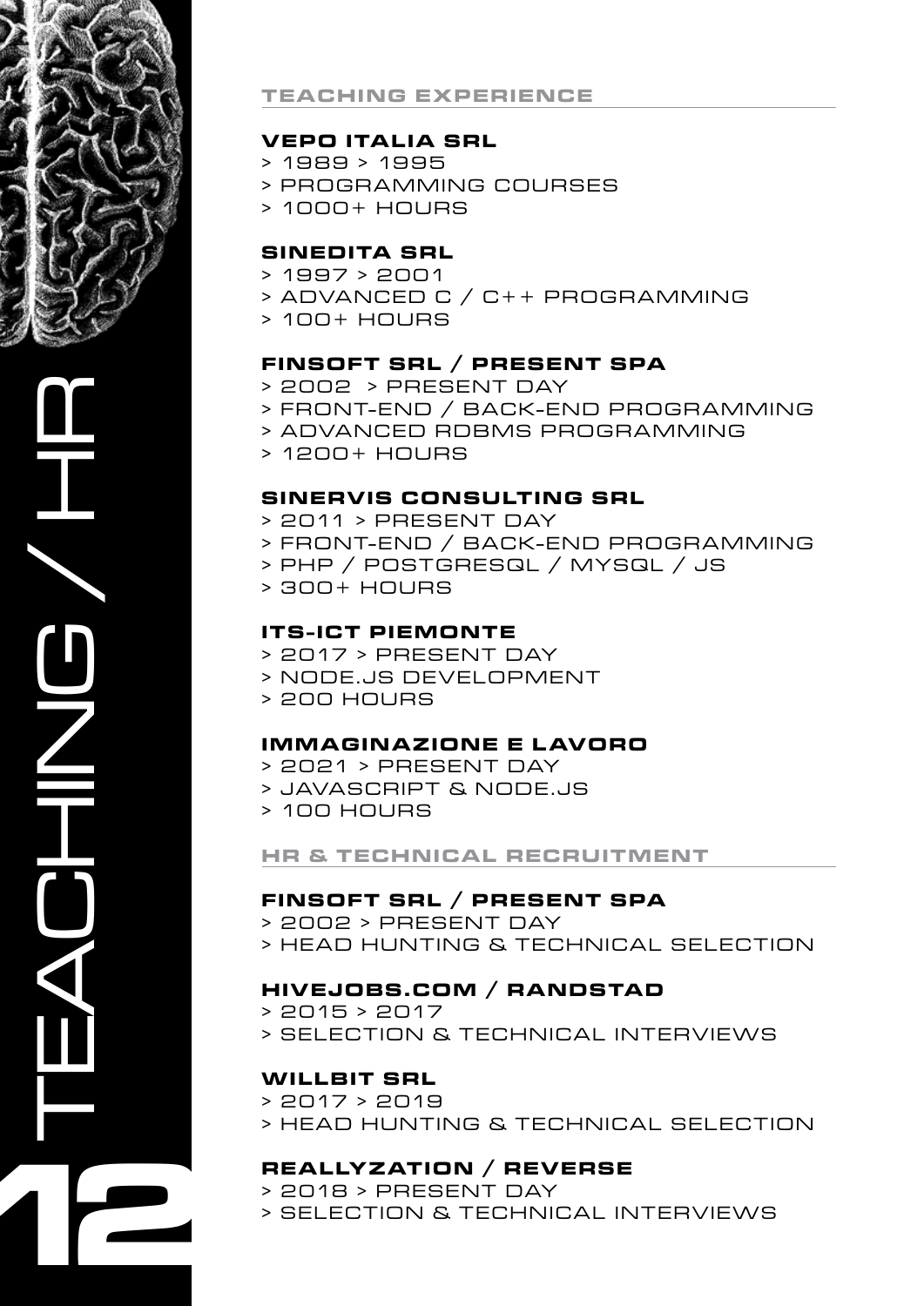# TEACHING / HR

## TEACHING EXPERIENCE

### VEPO ITALIA SRL

> 1989 > 1995
> PROGRAMMING COURSES
> 1000+ HOURS

### SINEDITA SRL

> 1997 > 2001
> ADVANCED C / C++ PROGRAMMING
> 100+ HOURS

### FINSOFT SRL / PRESENT SPA

> 2002 > PRESENT DAY
> FRONT-END / BACK-END PROGRAMMING
> ADVANCED RDBMS PROGRAMMING
> 1200+ HOURS

### SINERVIS CONSULTING SRL

> 2011 > PRESENT DAY
> FRONT-END / BACK-END PROGRAMMING
> PHP / POSTGRESQL / MYSQL / JS
> 300+ HOURS

### ITS-ICT PIEMONTE

> 2017 > PRESENT DAY
> NODE.JS DEVELOPMENT
> 200 HOURS

### IMMAGINAZIONE E LAVORO

> 2021 > PRESENT DAY
> JAVASCRIPT & NODE.JS
> 100 HOURS

## HR & TECHNICAL RECRUITMENT

### FINSOFT SRL / PRESENT SPA

> 2002 > PRESENT DAY
> HEAD HUNTING & TECHNICAL SELECTION

### HIVEJOBS.COM / RANDSTAD

> 2015 > 2017
> SELECTION & TECHNICAL INTERVIEWS

### WILLBIT SRL

> 2017 > 2019
> HEAD HUNTING & TECHNICAL SELECTION

### REALLYZATION / REVERSE

> 2018 > PRESENT DAY
> SELECTION & TECHNICAL INTERVIEWS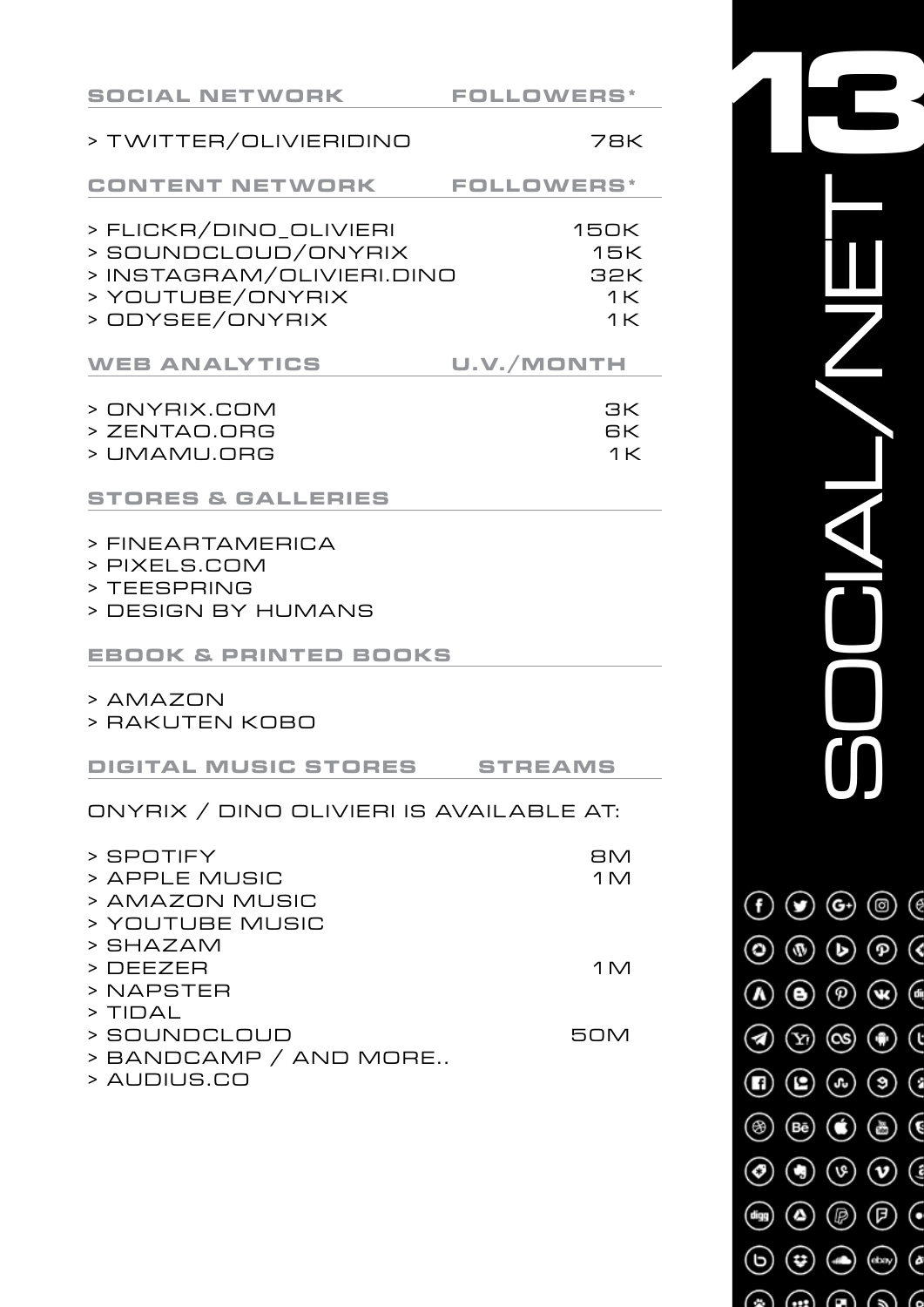# 13 SOCIAL/NET

| SOCIAL NETWORK | FOLLOWERS* |
| --- | --- |
| > TWITTER/OLIVIERIDINO | 78K |

| CONTENT NETWORK | FOLLOWERS* |
| --- | --- |
| > FLICKR/DINO_OLIVIERI | 150K |
| > SOUNDCLOUD/ONYRIX | 15K |
| > INSTAGRAM/OLIVIERI.DINO | 32K |
| > YOUTUBE/ONYRIX | 1K |
| > ODYSEE/ONYRIX | 1K |

| WEB ANALYTICS | U.V./MONTH |
| --- | --- |
| > ONYRIX.COM | 3K |
| > ZENTAO.ORG | 6K |
| > UMAMU.ORG | 1K |

**STORES & GALLERIES**

> FINEARTAMERICA
> PIXELS.COM
> TEESPRING
> DESIGN BY HUMANS

**EBOOK & PRINTED BOOKS**

> AMAZON
> RAKUTEN KOBO

**DIGITAL MUSIC STORES — STREAMS**

ONYRIX / DINO OLIVIERI IS AVAILABLE AT:

| DIGITAL MUSIC STORES | STREAMS |
| --- | --- |
| > SPOTIFY | 8M |
| > APPLE MUSIC | 1M |
| > AMAZON MUSIC | |
| > YOUTUBE MUSIC | |
| > SHAZAM | |
| > DEEZER | 1M |
| > NAPSTER | |
| > TIDAL | |
| > SOUNDCLOUD | 50M |
| > BANDCAMP / AND MORE.. | |
| > AUDIUS.CO | |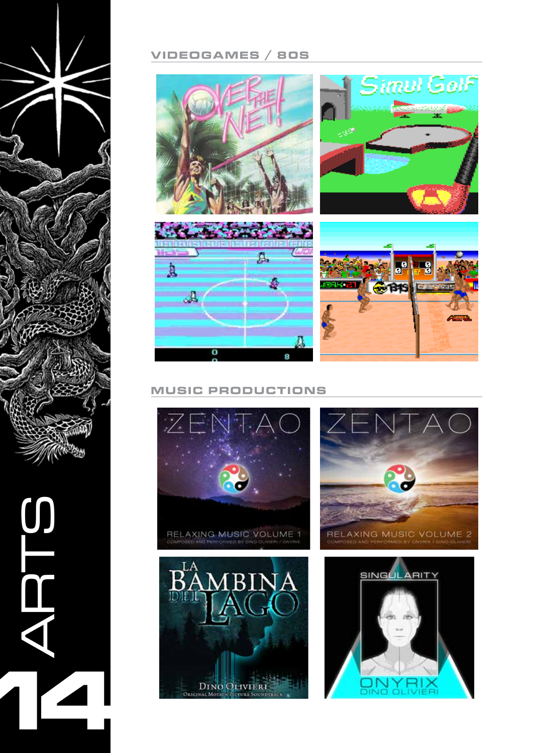# ARTS

## VIDEOGAMES / 80S

## MUSIC PRODUCTIONS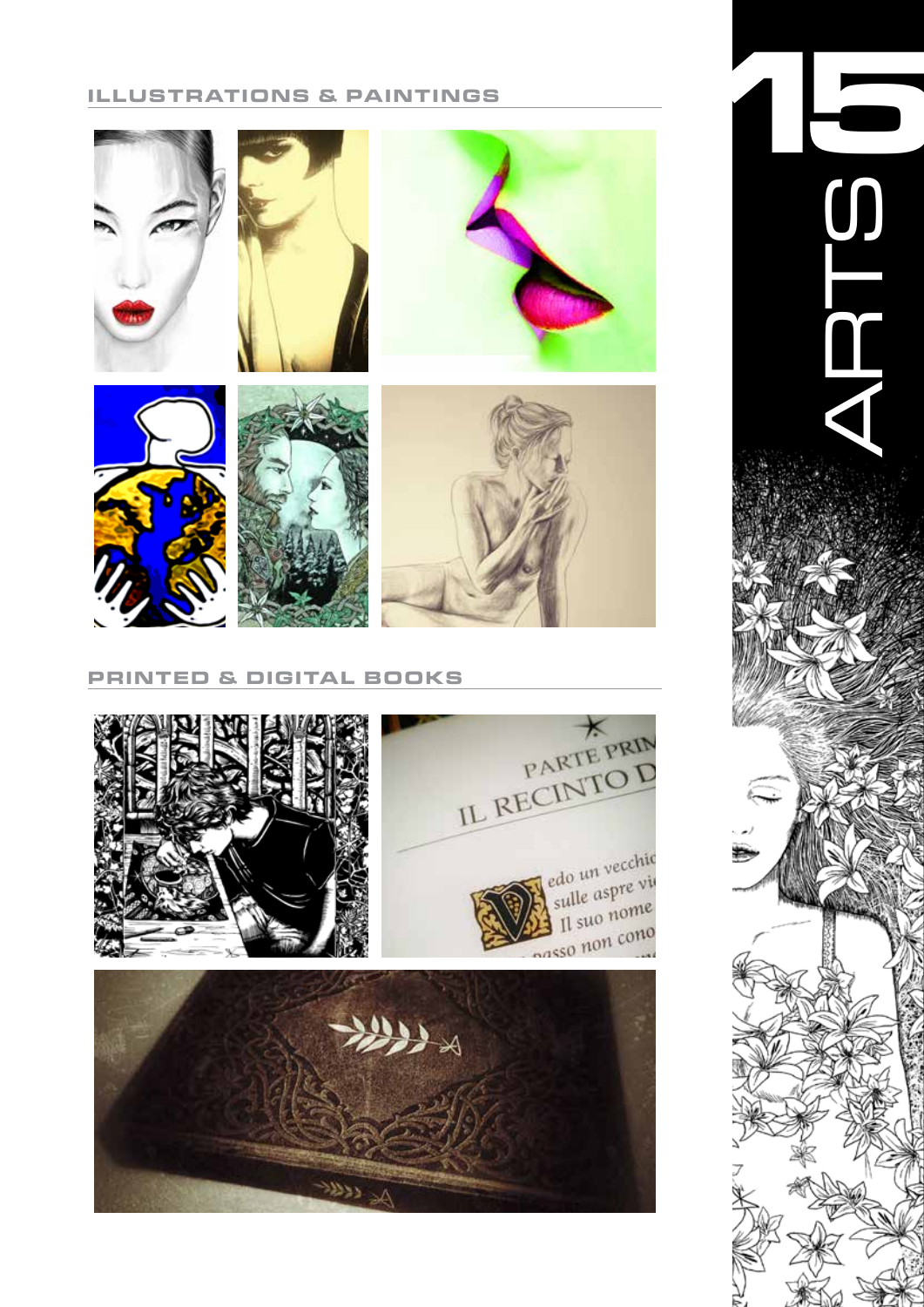## ILLUSTRATIONS & PAINTINGS

## PRINTED & DIGITAL BOOKS

# 15 ARTS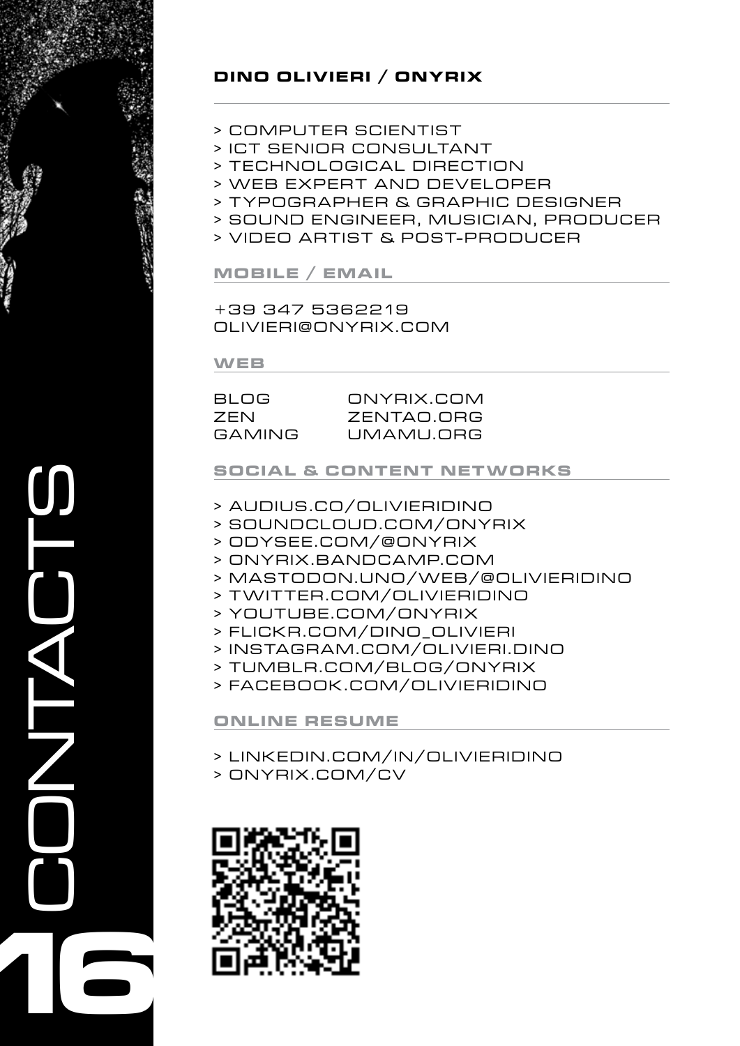# CONTACTS

## DINO OLIVIERI / ONYRIX

> COMPUTER SCIENTIST
> ICT SENIOR CONSULTANT
> TECHNOLOGICAL DIRECTION
> WEB EXPERT AND DEVELOPER
> TYPOGRAPHER & GRAPHIC DESIGNER
> SOUND ENGINEER, MUSICIAN, PRODUCER
> VIDEO ARTIST & POST-PRODUCER

### MOBILE / EMAIL

+39 347 5362219
OLIVIERI@ONYRIX.COM

### WEB

| | |
|---|---|
| BLOG | ONYRIX.COM |
| ZEN | ZENTAO.ORG |
| GAMING | UMAMU.ORG |

### SOCIAL & CONTENT NETWORKS

> AUDIUS.CO/OLIVIERIDINO
> SOUNDCLOUD.COM/ONYRIX
> ODYSEE.COM/@ONYRIX
> ONYRIX.BANDCAMP.COM
> MASTODON.UNO/WEB/@OLIVIERIDINO
> TWITTER.COM/OLIVIERIDINO
> YOUTUBE.COM/ONYRIX
> FLICKR.COM/DINO_OLIVIERI
> INSTAGRAM.COM/OLIVIERI.DINO
> TUMBLR.COM/BLOG/ONYRIX
> FACEBOOK.COM/OLIVIERIDINO

### ONLINE RESUME

> LINKEDIN.COM/IN/OLIVIERIDINO
> ONYRIX.COM/CV